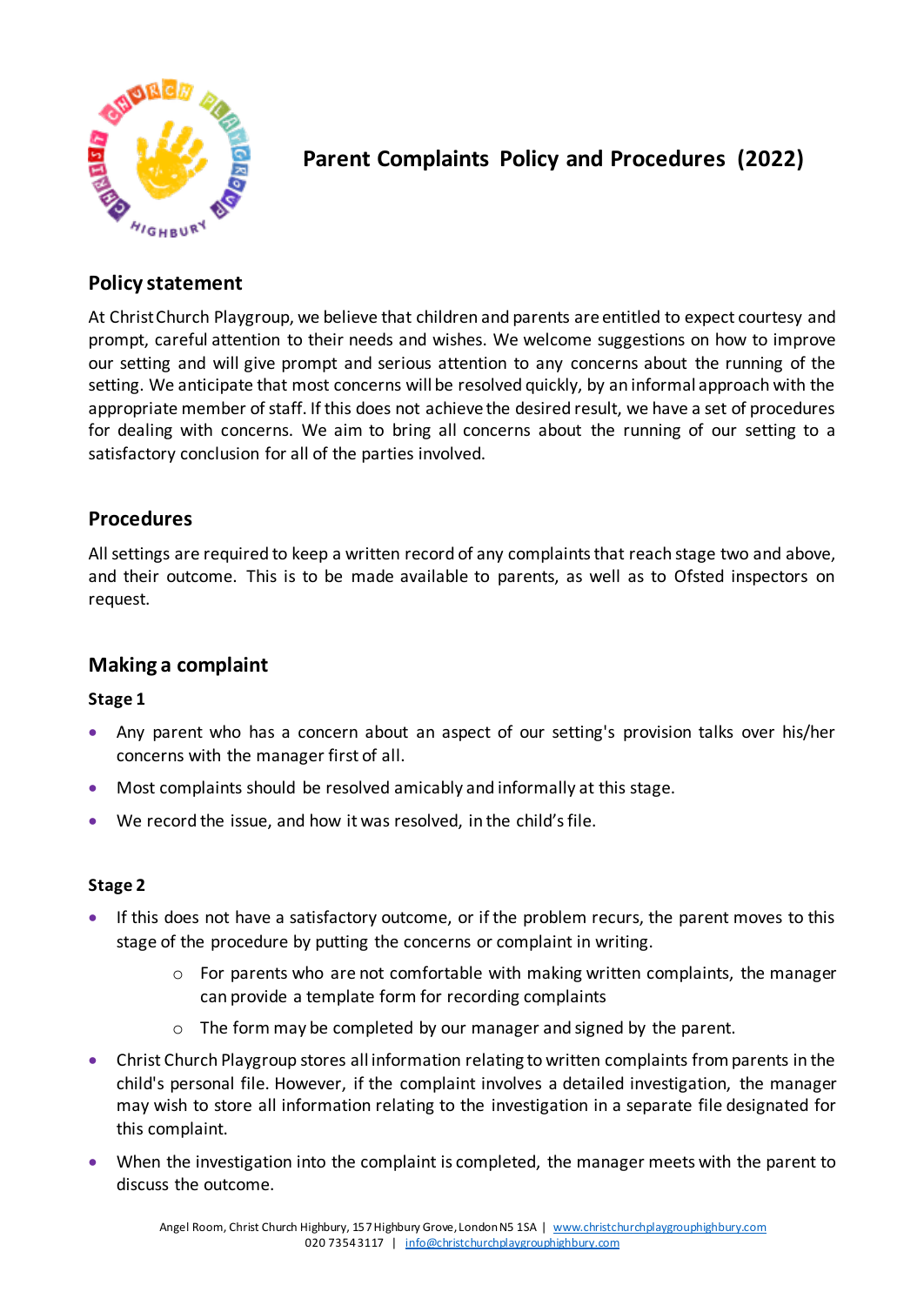# Parent Complaints Policy and Procedures (2022)

## Policy statement

At Christ Church Playgroup, we believe that children and parents are entitled to expect courtesy and prompt, careful attention to their needs and wishes. We welcome suggestions on how to improve our setting and will give prompt and serious attention to any concerns about the running of the setting. We anticipate that most concerns will be resolved quickly, by an informal approach with the appropriate member of staff. If this does not achieve the desired result, we have a set of procedures for dealing with concerns. We aim to bring all concerns about the running of our setting to a satisfactory conclusion for all of the parties involved.

## Procedures

All settings are required to keep a written record of any complaints that reach stage two and above, and their outcome. This is to be made available to parents, as well as to Ofsted inspectors on request.

## Making a complaint

**Stage 1**

- Any parent who has a concern about an aspect of our setting's provision talks over his/her concerns with the manager first of all.
- Most complaints should be resolved amicably and informally at this stage.
- We record the issue, and how it was resolved, in the child's file.

**Stage 2**

- If this does not have a satisfactory outcome, or if the problem recurs, the parent moves to this stage of the procedure by putting the concerns or complaint in writing.
    - For parents who are not comfortable with making written complaints, the manager can provide a template form for recording complaints
    - The form may be completed by our manager and signed by the parent.
- Christ Church Playgroup stores all information relating to written complaints from parents in the child's personal file. However, if the complaint involves a detailed investigation, the manager may wish to store all information relating to the investigation in a separate file designated for this complaint.
- When the investigation into the complaint is completed, the manager meets with the parent to discuss the outcome.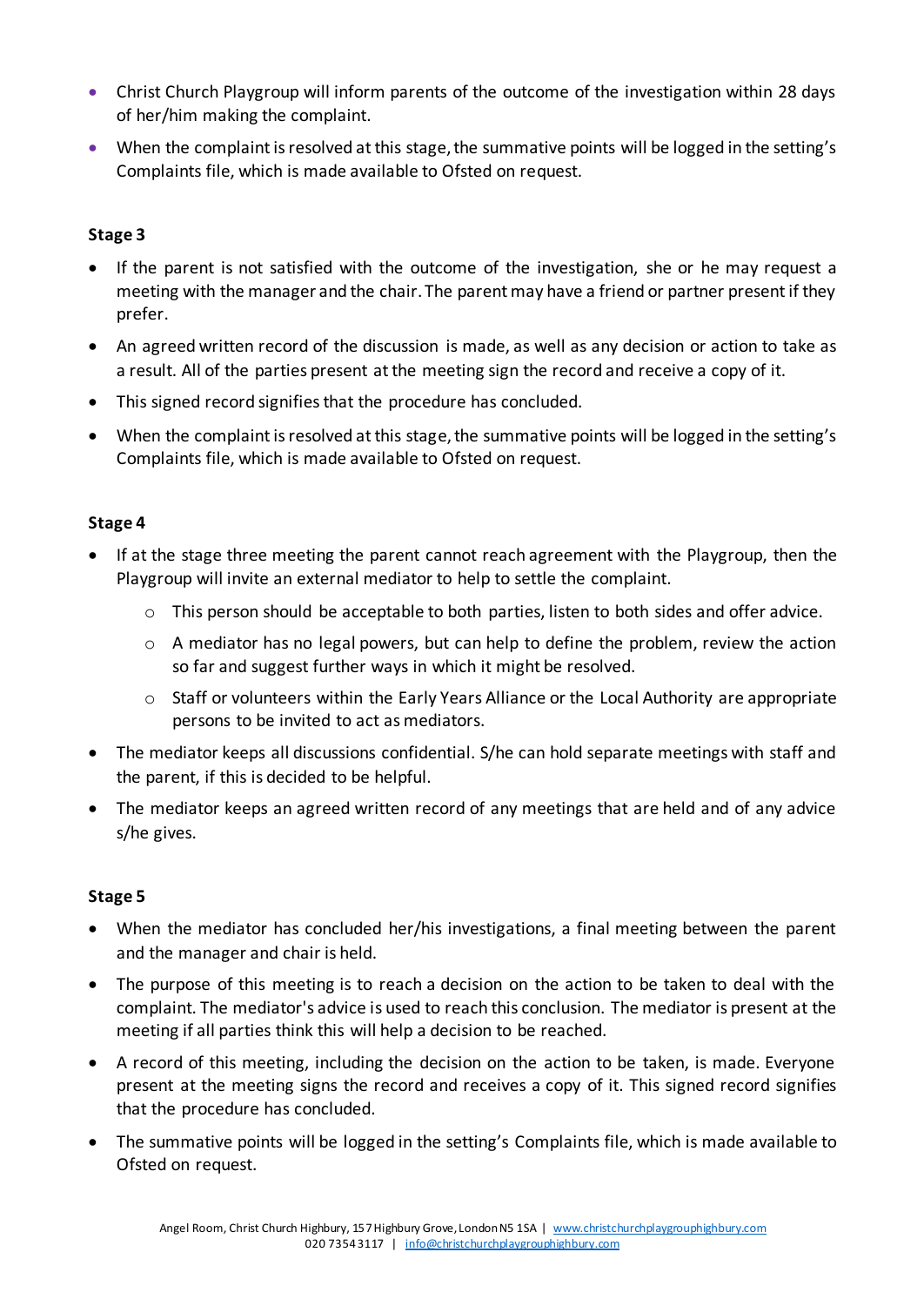- Christ Church Playgroup will inform parents of the outcome of the investigation within 28 days of her/him making the complaint.
- When the complaint is resolved at this stage, the summative points will be logged in the setting's Complaints file, which is made available to Ofsted on request.

**Stage 3**

- If the parent is not satisfied with the outcome of the investigation, she or he may request a meeting with the manager and the chair. The parent may have a friend or partner present if they prefer.
- An agreed written record of the discussion is made, as well as any decision or action to take as a result. All of the parties present at the meeting sign the record and receive a copy of it.
- This signed record signifies that the procedure has concluded.
- When the complaint is resolved at this stage, the summative points will be logged in the setting's Complaints file, which is made available to Ofsted on request.

**Stage 4**

- If at the stage three meeting the parent cannot reach agreement with the Playgroup, then the Playgroup will invite an external mediator to help to settle the complaint.
  - This person should be acceptable to both parties, listen to both sides and offer advice.
  - A mediator has no legal powers, but can help to define the problem, review the action so far and suggest further ways in which it might be resolved.
  - Staff or volunteers within the Early Years Alliance or the Local Authority are appropriate persons to be invited to act as mediators.
- The mediator keeps all discussions confidential. S/he can hold separate meetings with staff and the parent, if this is decided to be helpful.
- The mediator keeps an agreed written record of any meetings that are held and of any advice s/he gives.

**Stage 5**

- When the mediator has concluded her/his investigations, a final meeting between the parent and the manager and chair is held.
- The purpose of this meeting is to reach a decision on the action to be taken to deal with the complaint. The mediator's advice is used to reach this conclusion. The mediator is present at the meeting if all parties think this will help a decision to be reached.
- A record of this meeting, including the decision on the action to be taken, is made. Everyone present at the meeting signs the record and receives a copy of it. This signed record signifies that the procedure has concluded.
- The summative points will be logged in the setting's Complaints file, which is made available to Ofsted on request.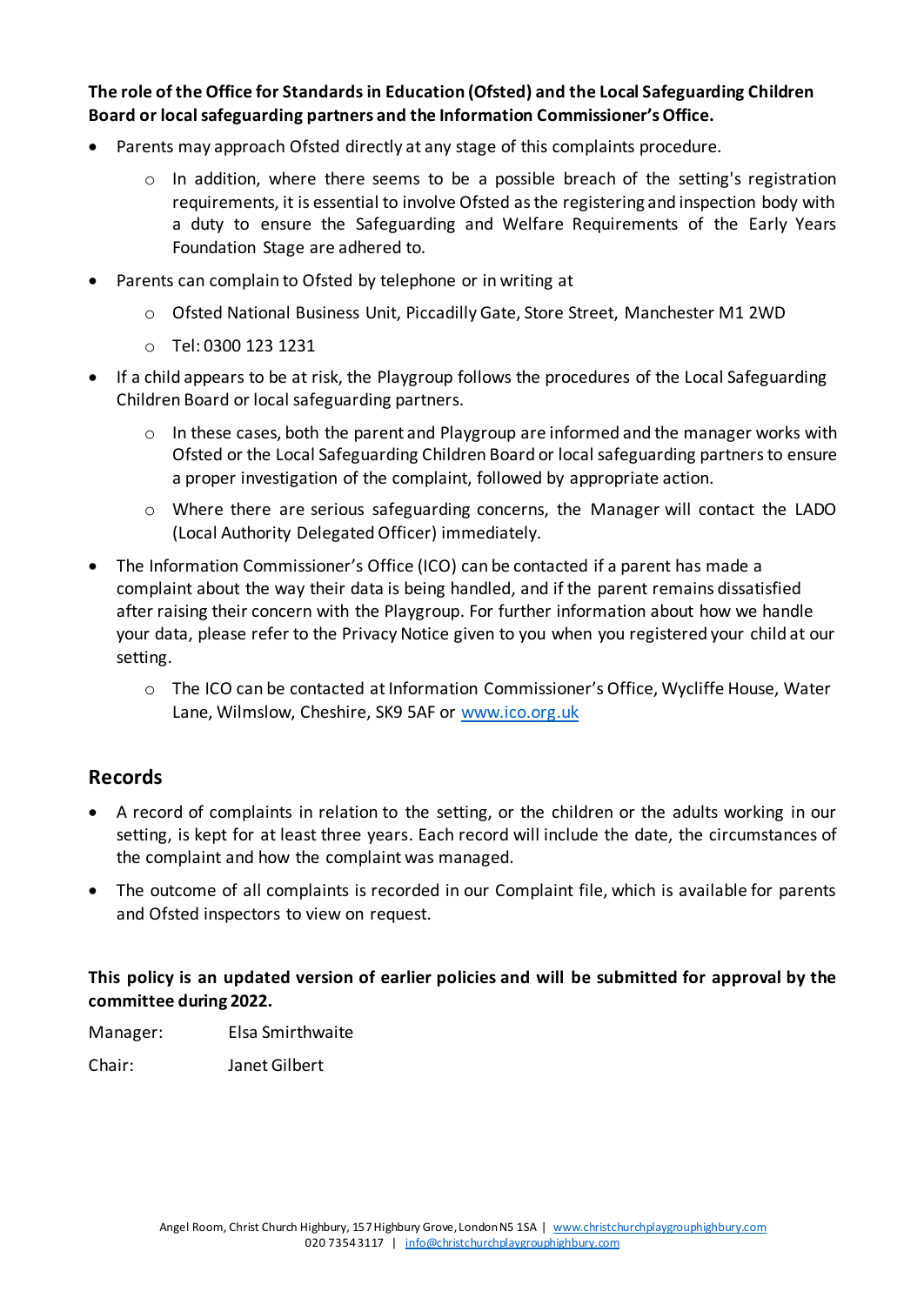**The role of the Office for Standards in Education (Ofsted) and the Local Safeguarding Children Board or local safeguarding partners and the Information Commissioner's Office.**

- Parents may approach Ofsted directly at any stage of this complaints procedure.
  - In addition, where there seems to be a possible breach of the setting's registration requirements, it is essential to involve Ofsted as the registering and inspection body with a duty to ensure the Safeguarding and Welfare Requirements of the Early Years Foundation Stage are adhered to.
- Parents can complain to Ofsted by telephone or in writing at
  - Ofsted National Business Unit, Piccadilly Gate, Store Street, Manchester M1 2WD
  - Tel: 0300 123 1231
- If a child appears to be at risk, the Playgroup follows the procedures of the Local Safeguarding Children Board or local safeguarding partners.
  - In these cases, both the parent and Playgroup are informed and the manager works with Ofsted or the Local Safeguarding Children Board or local safeguarding partners to ensure a proper investigation of the complaint, followed by appropriate action.
  - Where there are serious safeguarding concerns, the Manager will contact the LADO (Local Authority Delegated Officer) immediately.
- The Information Commissioner's Office (ICO) can be contacted if a parent has made a complaint about the way their data is being handled, and if the parent remains dissatisfied after raising their concern with the Playgroup. For further information about how we handle your data, please refer to the Privacy Notice given to you when you registered your child at our setting.
  - The ICO can be contacted at Information Commissioner's Office, Wycliffe House, Water Lane, Wilmslow, Cheshire, SK9 5AF or [www.ico.org.uk](http://www.ico.org.uk)

## Records

- A record of complaints in relation to the setting, or the children or the adults working in our setting, is kept for at least three years. Each record will include the date, the circumstances of the complaint and how the complaint was managed.
- The outcome of all complaints is recorded in our Complaint file, which is available for parents and Ofsted inspectors to view on request.

**This policy is an updated version of earlier policies and will be submitted for approval by the committee during 2022.**

Manager: Elsa Smirthwaite

Chair: Janet Gilbert